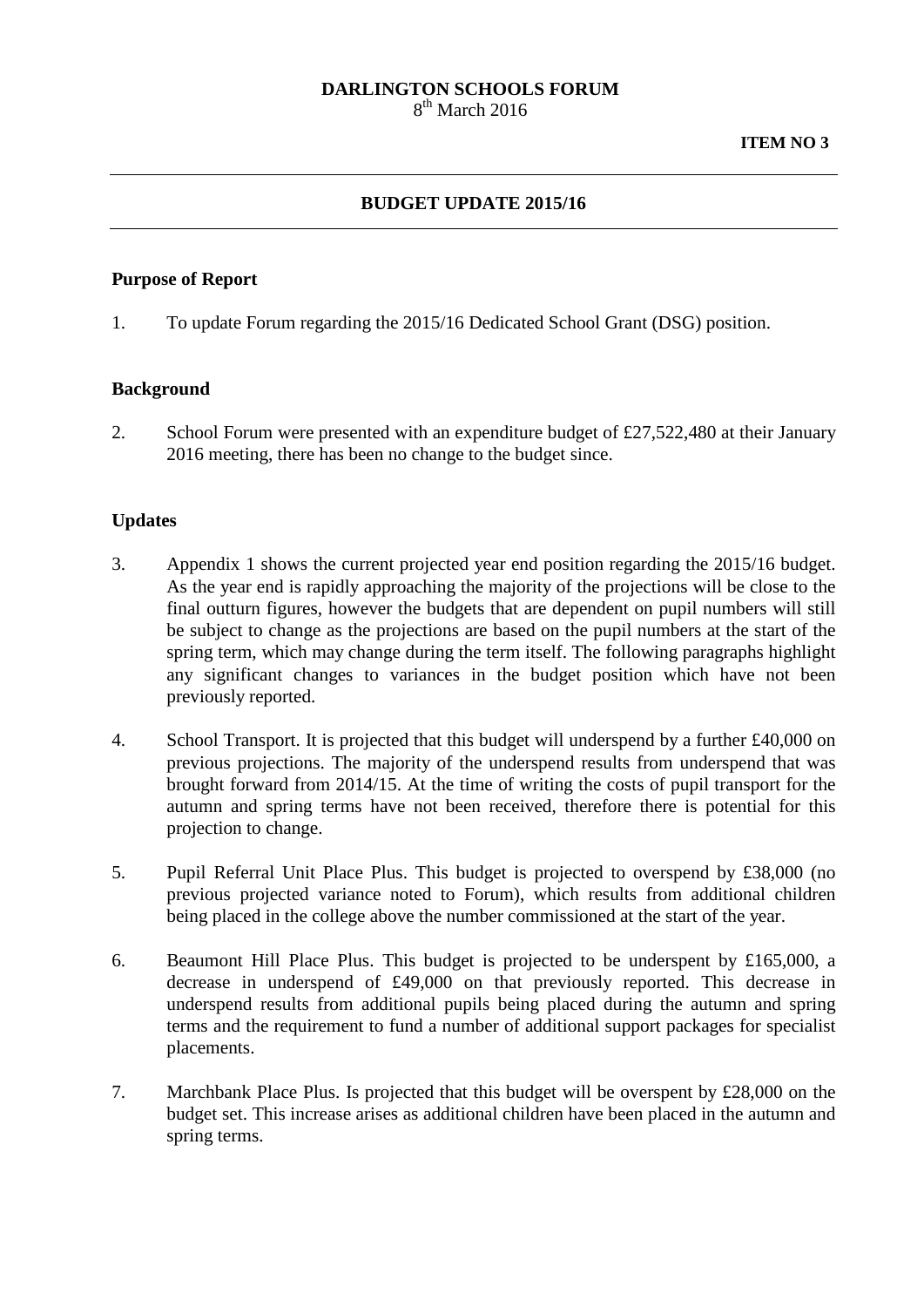**DARLINGTON SCHOOLS FORUM**

8th March 2016

**ITEM NO 3**

---

## BUDGET UPDATE 2015/16

---

### Purpose of Report

1. To update Forum regarding the 2015/16 Dedicated School Grant (DSG) position.

### Background

2. School Forum were presented with an expenditure budget of £27,522,480 at their January 2016 meeting, there has been no change to the budget since.

### Updates

3. Appendix 1 shows the current projected year end position regarding the 2015/16 budget. As the year end is rapidly approaching the majority of the projections will be close to the final outturn figures, however the budgets that are dependent on pupil numbers will still be subject to change as the projections are based on the pupil numbers at the start of the spring term, which may change during the term itself. The following paragraphs highlight any significant changes to variances in the budget position which have not been previously reported.

4. School Transport. It is projected that this budget will underspend by a further £40,000 on previous projections. The majority of the underspend results from underspend that was brought forward from 2014/15. At the time of writing the costs of pupil transport for the autumn and spring terms have not been received, therefore there is potential for this projection to change.

5. Pupil Referral Unit Place Plus. This budget is projected to overspend by £38,000 (no previous projected variance noted to Forum), which results from additional children being placed in the college above the number commissioned at the start of the year.

6. Beaumont Hill Place Plus. This budget is projected to be underspent by £165,000, a decrease in underspend of £49,000 on that previously reported. This decrease in underspend results from additional pupils being placed during the autumn and spring terms and the requirement to fund a number of additional support packages for specialist placements.

7. Marchbank Place Plus. Is projected that this budget will be overspent by £28,000 on the budget set. This increase arises as additional children have been placed in the autumn and spring terms.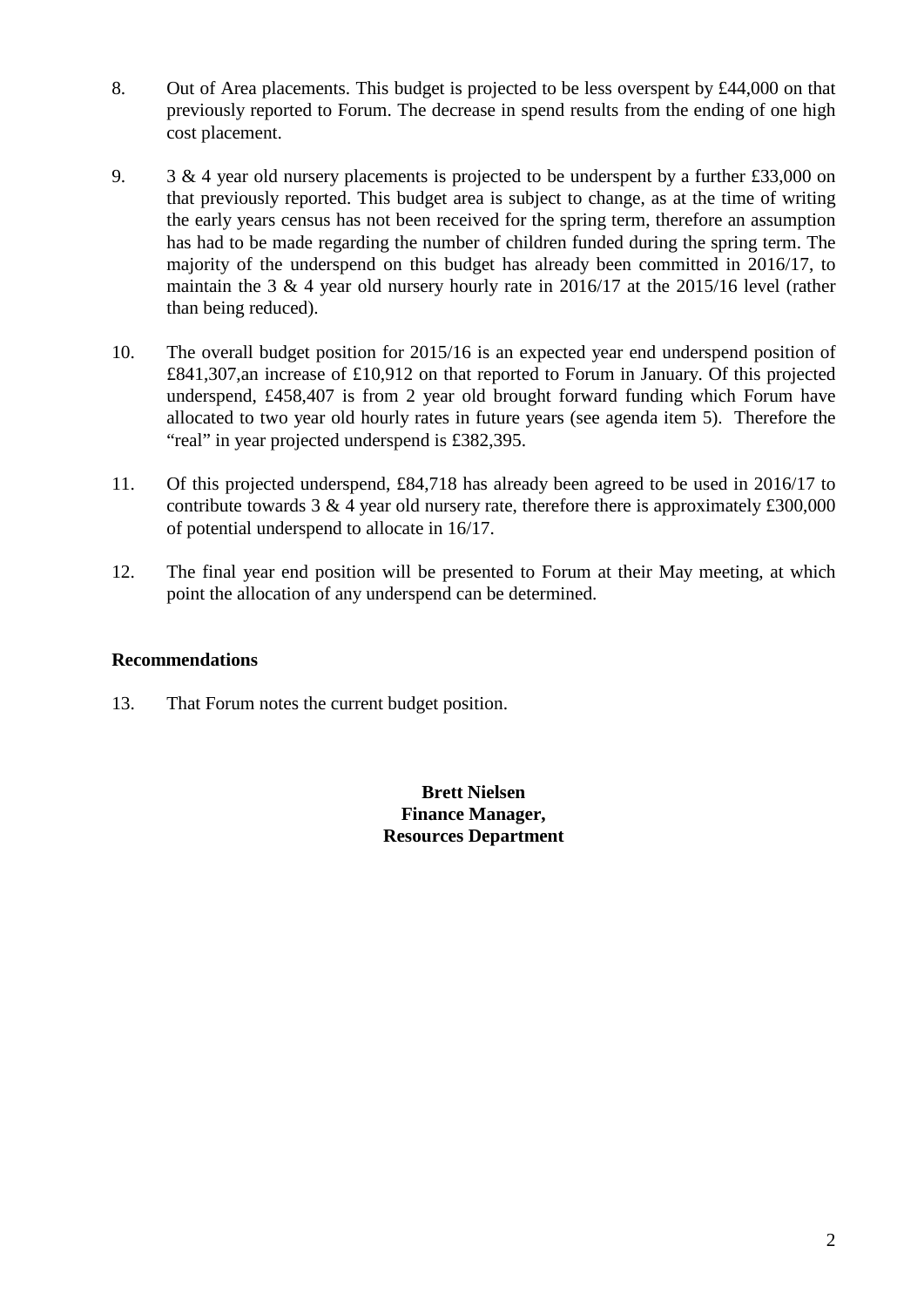8. Out of Area placements. This budget is projected to be less overspent by £44,000 on that previously reported to Forum. The decrease in spend results from the ending of one high cost placement.

9. 3 & 4 year old nursery placements is projected to be underspent by a further £33,000 on that previously reported. This budget area is subject to change, as at the time of writing the early years census has not been received for the spring term, therefore an assumption has had to be made regarding the number of children funded during the spring term. The majority of the underspend on this budget has already been committed in 2016/17, to maintain the 3 & 4 year old nursery hourly rate in 2016/17 at the 2015/16 level (rather than being reduced).

10. The overall budget position for 2015/16 is an expected year end underspend position of £841,307,an increase of £10,912 on that reported to Forum in January. Of this projected underspend, £458,407 is from 2 year old brought forward funding which Forum have allocated to two year old hourly rates in future years (see agenda item 5). Therefore the "real" in year projected underspend is £382,395.

11. Of this projected underspend, £84,718 has already been agreed to be used in 2016/17 to contribute towards 3 & 4 year old nursery rate, therefore there is approximately £300,000 of potential underspend to allocate in 16/17.

12. The final year end position will be presented to Forum at their May meeting, at which point the allocation of any underspend can be determined.

**Recommendations**

13. That Forum notes the current budget position.

**Brett Nielsen**
**Finance Manager,**
**Resources Department**